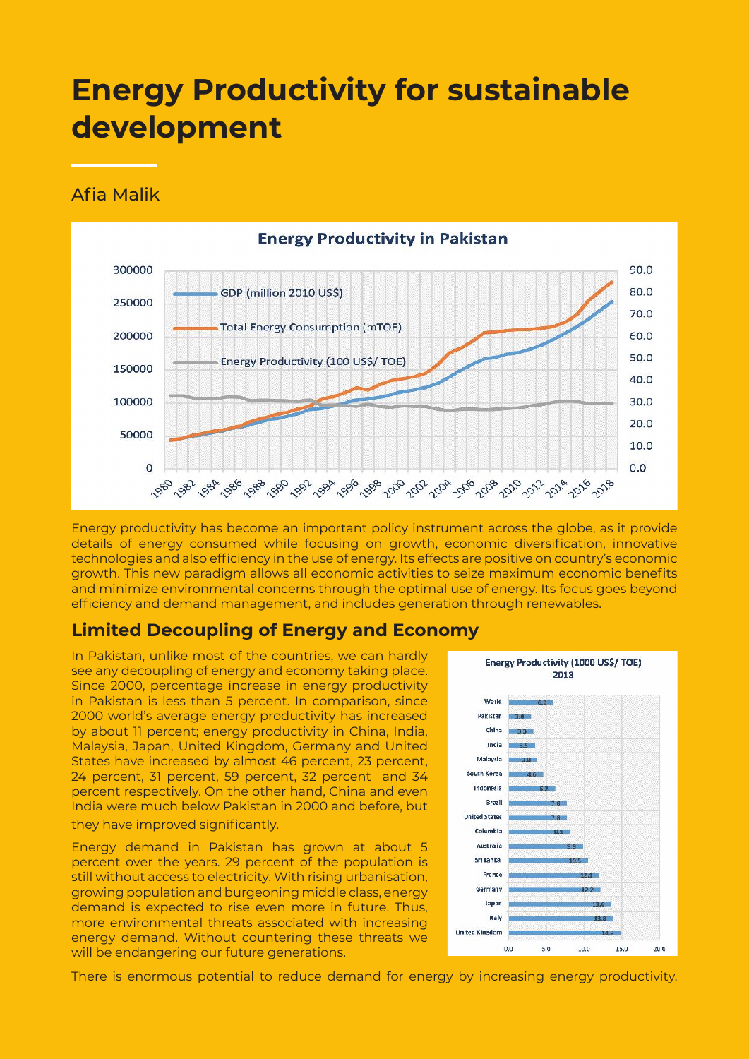# Energy Productivity for sustainable development

Afia Malik

**Energy Productivity in Pakistan**

Energy productivity has become an important policy instrument across the globe, as it provide details of energy consumed while focusing on growth, economic diversification, innovative technologies and also efficiency in the use of energy. Its effects are positive on country's economic growth. This new paradigm allows all economic activities to seize maximum economic benefits and minimize environmental concerns through the optimal use of energy. Its focus goes beyond efficiency and demand management, and includes generation through renewables.

## Limited Decoupling of Energy and Economy

In Pakistan, unlike most of the countries, we can hardly see any decoupling of energy and economy taking place. Since 2000, percentage increase in energy productivity in Pakistan is less than 5 percent. In comparison, since 2000 world's average energy productivity has increased by about 11 percent; energy productivity in China, India, Malaysia, Japan, United Kingdom, Germany and United States have increased by almost 46 percent, 23 percent, 24 percent, 31 percent, 59 percent, 32 percent and 34 percent respectively. On the other hand, China and even India were much below Pakistan in 2000 and before, but they have improved significantly.

**Energy Productivity (1000 US$/ TOE) 2018**

Energy demand in Pakistan has grown at about 5 percent over the years. 29 percent of the population is still without access to electricity. With rising urbanisation, growing population and burgeoning middle class, energy demand is expected to rise even more in future. Thus, more environmental threats associated with increasing energy demand. Without countering these threats we will be endangering our future generations.

There is enormous potential to reduce demand for energy by increasing energy productivity.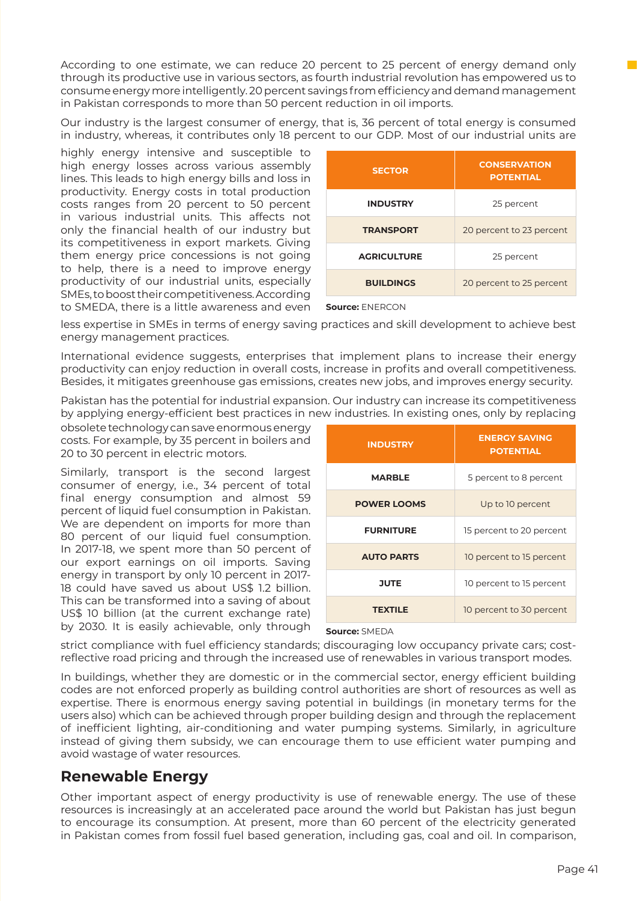According to one estimate, we can reduce 20 percent to 25 percent of energy demand only through its productive use in various sectors, as fourth industrial revolution has empowered us to consume energy more intelligently. 20 percent savings from efficiency and demand management in Pakistan corresponds to more than 50 percent reduction in oil imports.

Our industry is the largest consumer of energy, that is, 36 percent of total energy is consumed in industry, whereas, it contributes only 18 percent to our GDP. Most of our industrial units are highly energy intensive and susceptible to high energy losses across various assembly lines. This leads to high energy bills and loss in productivity. Energy costs in total production costs ranges from 20 percent to 50 percent in various industrial units. This affects not only the financial health of our industry but its competitiveness in export markets. Giving them energy price concessions is not going to help, there is a need to improve energy productivity of our industrial units, especially SMEs, to boost their competitiveness. According to SMEDA, there is a little awareness and even less expertise in SMEs in terms of energy saving practices and skill development to achieve best energy management practices.

| SECTOR | CONSERVATION POTENTIAL |
|---|---|
| INDUSTRY | 25 percent |
| TRANSPORT | 20 percent to 23 percent |
| AGRICULTURE | 25 percent |
| BUILDINGS | 20 percent to 25 percent |

**Source:** ENERCON

International evidence suggests, enterprises that implement plans to increase their energy productivity can enjoy reduction in overall costs, increase in profits and overall competitiveness. Besides, it mitigates greenhouse gas emissions, creates new jobs, and improves energy security.

Pakistan has the potential for industrial expansion. Our industry can increase its competitiveness by applying energy-efficient best practices in new industries. In existing ones, only by replacing obsolete technology can save enormous energy costs. For example, by 35 percent in boilers and 20 to 30 percent in electric motors.

Similarly, transport is the second largest consumer of energy, i.e., 34 percent of total final energy consumption and almost 59 percent of liquid fuel consumption in Pakistan. We are dependent on imports for more than 80 percent of our liquid fuel consumption. In 2017-18, we spent more than 50 percent of our export earnings on oil imports. Saving energy in transport by only 10 percent in 2017-18 could have saved us about US$ 1.2 billion. This can be transformed into a saving of about US$ 10 billion (at the current exchange rate) by 2030. It is easily achievable, only through strict compliance with fuel efficiency standards; discouraging low occupancy private cars; cost-reflective road pricing and through the increased use of renewables in various transport modes.

| INDUSTRY | ENERGY SAVING POTENTIAL |
|---|---|
| MARBLE | 5 percent to 8 percent |
| POWER LOOMS | Up to 10 percent |
| FURNITURE | 15 percent to 20 percent |
| AUTO PARTS | 10 percent to 15 percent |
| JUTE | 10 percent to 15 percent |
| TEXTILE | 10 percent to 30 percent |

**Source:** SMEDA

In buildings, whether they are domestic or in the commercial sector, energy efficient building codes are not enforced properly as building control authorities are short of resources as well as expertise. There is enormous energy saving potential in buildings (in monetary terms for the users also) which can be achieved through proper building design and through the replacement of inefficient lighting, air-conditioning and water pumping systems. Similarly, in agriculture instead of giving them subsidy, we can encourage them to use efficient water pumping and avoid wastage of water resources.

## Renewable Energy

Other important aspect of energy productivity is use of renewable energy. The use of these resources is increasingly at an accelerated pace around the world but Pakistan has just begun to encourage its consumption. At present, more than 60 percent of the electricity generated in Pakistan comes from fossil fuel based generation, including gas, coal and oil. In comparison,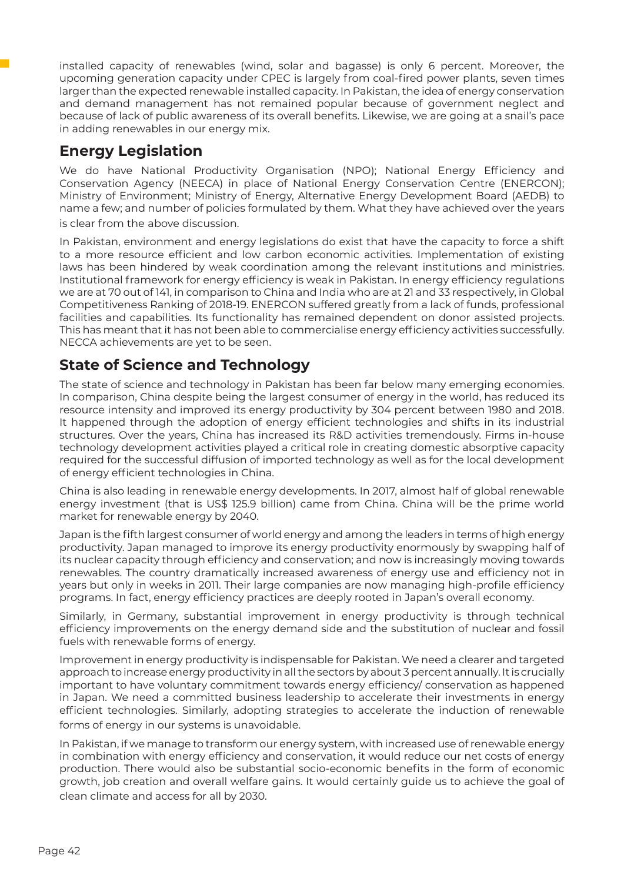installed capacity of renewables (wind, solar and bagasse) is only 6 percent. Moreover, the upcoming generation capacity under CPEC is largely from coal-fired power plants, seven times larger than the expected renewable installed capacity. In Pakistan, the idea of energy conservation and demand management has not remained popular because of government neglect and because of lack of public awareness of its overall benefits. Likewise, we are going at a snail's pace in adding renewables in our energy mix.

## Energy Legislation

We do have National Productivity Organisation (NPO); National Energy Efficiency and Conservation Agency (NEECA) in place of National Energy Conservation Centre (ENERCON); Ministry of Environment; Ministry of Energy, Alternative Energy Development Board (AEDB) to name a few; and number of policies formulated by them. What they have achieved over the years is clear from the above discussion.

In Pakistan, environment and energy legislations do exist that have the capacity to force a shift to a more resource efficient and low carbon economic activities. Implementation of existing laws has been hindered by weak coordination among the relevant institutions and ministries. Institutional framework for energy efficiency is weak in Pakistan. In energy efficiency regulations we are at 70 out of 141, in comparison to China and India who are at 21 and 33 respectively, in Global Competitiveness Ranking of 2018-19. ENERCON suffered greatly from a lack of funds, professional facilities and capabilities. Its functionality has remained dependent on donor assisted projects. This has meant that it has not been able to commercialise energy efficiency activities successfully. NECCA achievements are yet to be seen.

## State of Science and Technology

The state of science and technology in Pakistan has been far below many emerging economies. In comparison, China despite being the largest consumer of energy in the world, has reduced its resource intensity and improved its energy productivity by 304 percent between 1980 and 2018. It happened through the adoption of energy efficient technologies and shifts in its industrial structures. Over the years, China has increased its R&D activities tremendously. Firms in-house technology development activities played a critical role in creating domestic absorptive capacity required for the successful diffusion of imported technology as well as for the local development of energy efficient technologies in China.

China is also leading in renewable energy developments. In 2017, almost half of global renewable energy investment (that is US$ 125.9 billion) came from China. China will be the prime world market for renewable energy by 2040.

Japan is the fifth largest consumer of world energy and among the leaders in terms of high energy productivity. Japan managed to improve its energy productivity enormously by swapping half of its nuclear capacity through efficiency and conservation; and now is increasingly moving towards renewables. The country dramatically increased awareness of energy use and efficiency not in years but only in weeks in 2011. Their large companies are now managing high-profile efficiency programs. In fact, energy efficiency practices are deeply rooted in Japan's overall economy.

Similarly, in Germany, substantial improvement in energy productivity is through technical efficiency improvements on the energy demand side and the substitution of nuclear and fossil fuels with renewable forms of energy.

Improvement in energy productivity is indispensable for Pakistan. We need a clearer and targeted approach to increase energy productivity in all the sectors by about 3 percent annually. It is crucially important to have voluntary commitment towards energy efficiency/ conservation as happened in Japan. We need a committed business leadership to accelerate their investments in energy efficient technologies. Similarly, adopting strategies to accelerate the induction of renewable forms of energy in our systems is unavoidable.

In Pakistan, if we manage to transform our energy system, with increased use of renewable energy in combination with energy efficiency and conservation, it would reduce our net costs of energy production. There would also be substantial socio-economic benefits in the form of economic growth, job creation and overall welfare gains. It would certainly guide us to achieve the goal of clean climate and access for all by 2030.